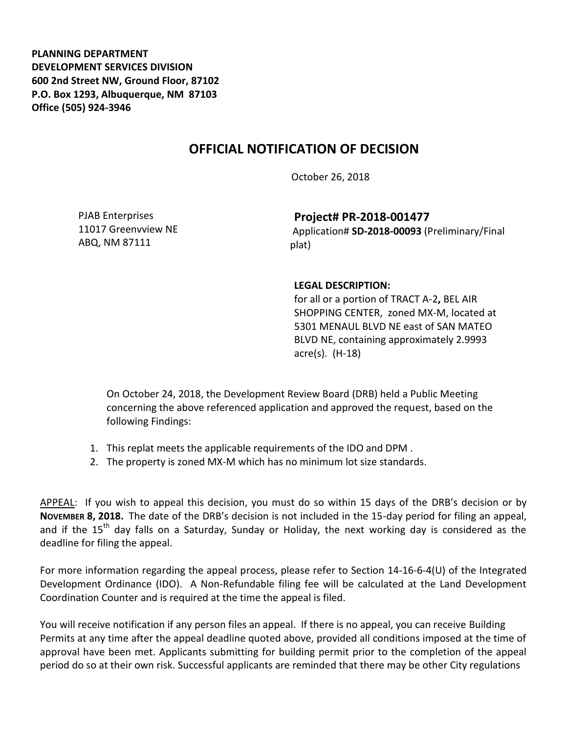**PLANNING DEPARTMENT**
**DEVELOPMENT SERVICES DIVISION**
**600 2nd Street NW, Ground Floor, 87102**
**P.O. Box 1293, Albuquerque, NM 87103**
**Office (505) 924-3946**

# OFFICIAL NOTIFICATION OF DECISION

October 26, 2018

PJAB Enterprises
11017 Greenvview NE
ABQ, NM 87111

**Project# PR-2018-001477**
Application# **SD-2018-00093** (Preliminary/Final plat)

**LEGAL DESCRIPTION:**
for all or a portion of TRACT A-2**,** BEL AIR SHOPPING CENTER, zoned MX-M, located at 5301 MENAUL BLVD NE east of SAN MATEO BLVD NE, containing approximately 2.9993 acre(s). (H-18)

On October 24, 2018, the Development Review Board (DRB) held a Public Meeting concerning the above referenced application and approved the request, based on the following Findings:

1. This replat meets the applicable requirements of the IDO and DPM .
2. The property is zoned MX-M which has no minimum lot size standards.

APPEAL: If you wish to appeal this decision, you must do so within 15 days of the DRB's decision or by **NOVEMBER 8, 2018.** The date of the DRB's decision is not included in the 15-day period for filing an appeal, and if the 15th day falls on a Saturday, Sunday or Holiday, the next working day is considered as the deadline for filing the appeal.

For more information regarding the appeal process, please refer to Section 14-16-6-4(U) of the Integrated Development Ordinance (IDO). A Non-Refundable filing fee will be calculated at the Land Development Coordination Counter and is required at the time the appeal is filed.

You will receive notification if any person files an appeal. If there is no appeal, you can receive Building Permits at any time after the appeal deadline quoted above, provided all conditions imposed at the time of approval have been met. Applicants submitting for building permit prior to the completion of the appeal period do so at their own risk. Successful applicants are reminded that there may be other City regulations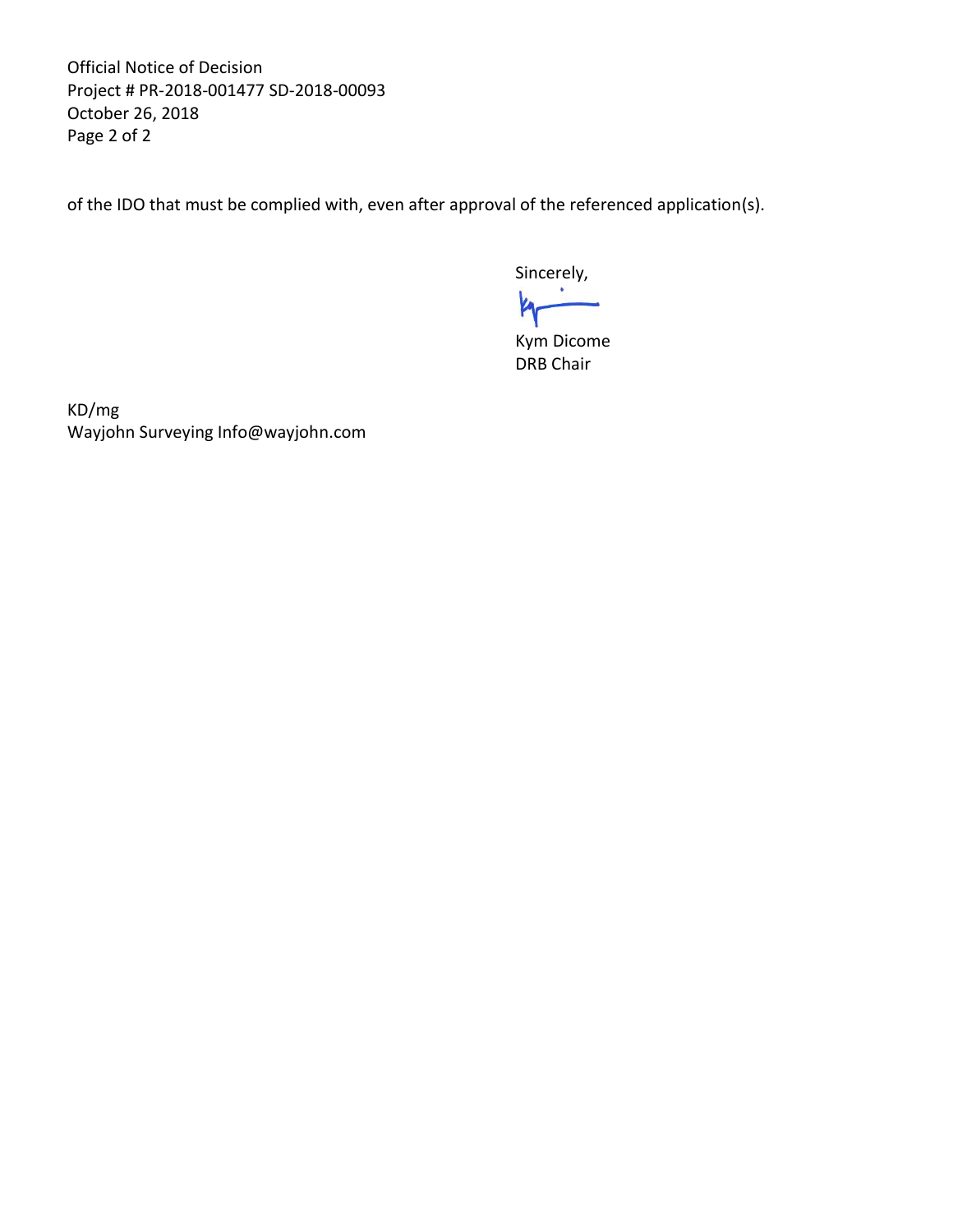of the IDO that must be complied with, even after approval of the referenced application(s).

Sincerely,

Kym Dicome
DRB Chair

KD/mg
Wayjohn Surveying Info@wayjohn.com